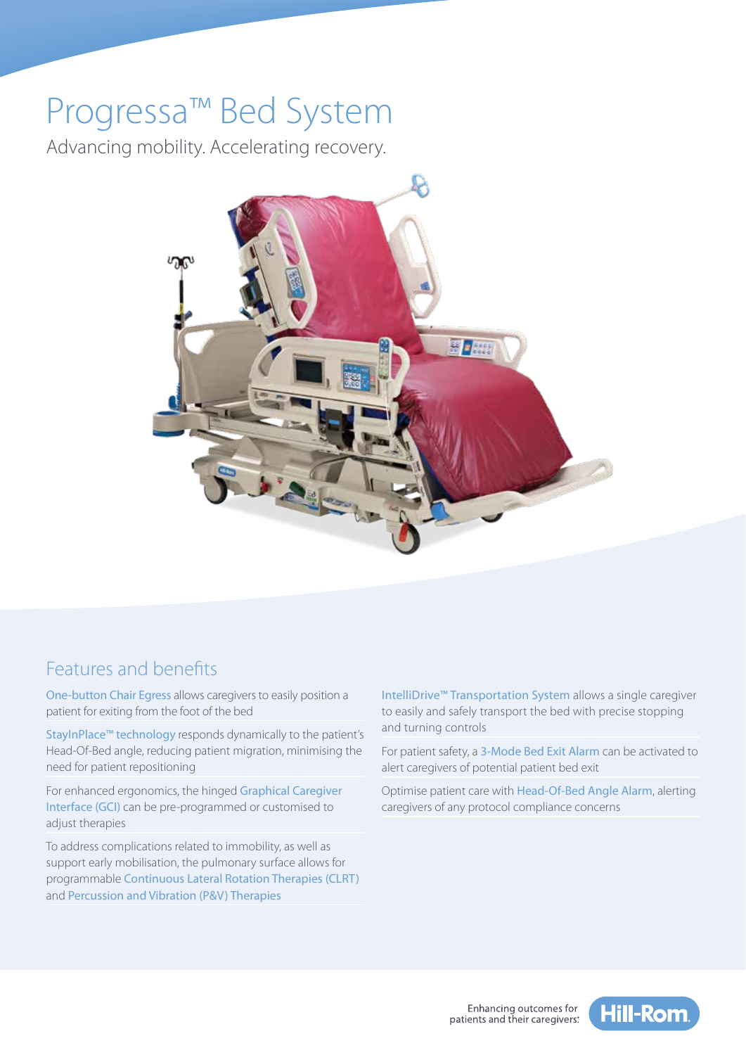# Progressa™ Bed System

Advancing mobility. Accelerating recovery.

## Features and benefits

One-button Chair Egress allows caregivers to easily position a patient for exiting from the foot of the bed

StayInPlace™ technology responds dynamically to the patient's Head-Of-Bed angle, reducing patient migration, minimising the need for patient repositioning

For enhanced ergonomics, the hinged Graphical Caregiver Interface (GCI) can be pre-programmed or customised to adjust therapies

To address complications related to immobility, as well as support early mobilisation, the pulmonary surface allows for programmable Continuous Lateral Rotation Therapies (CLRT) and Percussion and Vibration (P&V) Therapies

IntelliDrive™ Transportation System allows a single caregiver to easily and safely transport the bed with precise stopping and turning controls

For patient safety, a 3-Mode Bed Exit Alarm can be activated to alert caregivers of potential patient bed exit

Optimise patient care with Head-Of-Bed Angle Alarm, alerting caregivers of any protocol compliance concerns

Enhancing outcomes for patients and their caregivers.

Hill-Rom.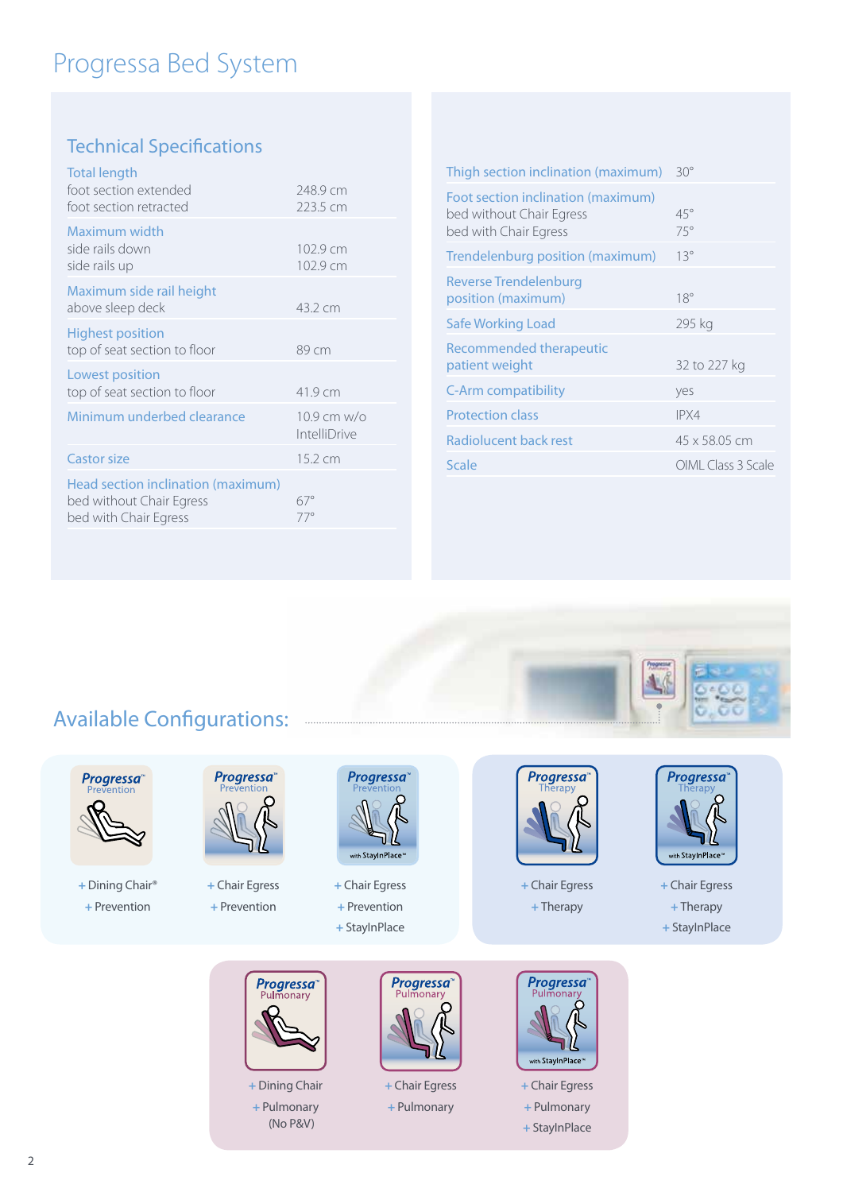# Progressa Bed System

## Technical Specifications

| Specification | Value |
|---|---|
| **Total length** | |
| foot section extended | 248.9 cm |
| foot section retracted | 223.5 cm |
| **Maximum width** | |
| side rails down | 102.9 cm |
| side rails up | 102.9 cm |
| **Maximum side rail height** | |
| above sleep deck | 43.2 cm |
| **Highest position** | |
| top of seat section to floor | 89 cm |
| **Lowest position** | |
| top of seat section to floor | 41.9 cm |
| **Minimum underbed clearance** | 10.9 cm w/o IntelliDrive |
| **Castor size** | 15.2 cm |
| **Head section inclination (maximum)** | |
| bed without Chair Egress | 67° |
| bed with Chair Egress | 77° |
| **Thigh section inclination (maximum)** | 30° |
| **Foot section inclination (maximum)** | |
| bed without Chair Egress | 45° |
| bed with Chair Egress | 75° |
| **Trendelenburg position (maximum)** | 13° |
| **Reverse Trendelenburg position (maximum)** | 18° |
| **Safe Working Load** | 295 kg |
| **Recommended therapeutic patient weight** | 32 to 227 kg |
| **C-Arm compatibility** | yes |
| **Protection class** | IPX4 |
| **Radiolucent back rest** | 45 x 58.05 cm |
| **Scale** | OIML Class 3 Scale |

## Available Configurations:

**Progressa Prevention**

- + Dining Chair® + Prevention
- + Chair Egress + Prevention
- + Chair Egress + Prevention + StayInPlace

**Progressa Therapy**

- + Chair Egress + Therapy
- + Chair Egress + Therapy + StayInPlace

**Progressa Pulmonary**

- + Dining Chair + Pulmonary (No P&V)
- + Chair Egress + Pulmonary
- + Chair Egress + Pulmonary + StayInPlace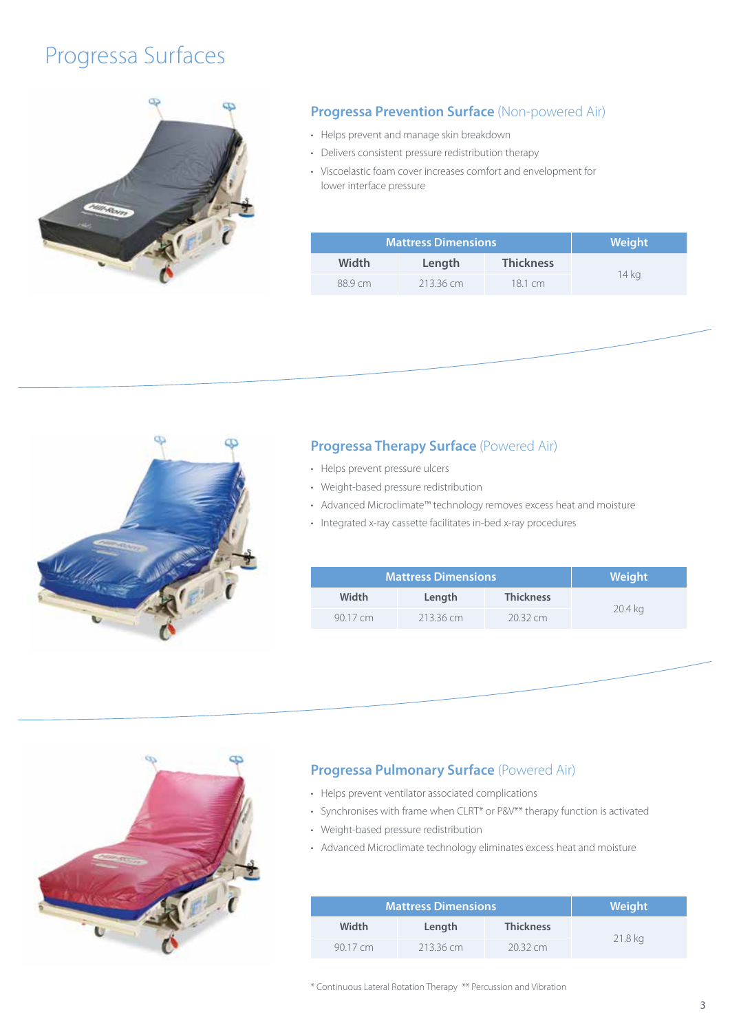# Progressa Surfaces

## Progressa Prevention Surface (Non-powered Air)

- Helps prevent and manage skin breakdown
- Delivers consistent pressure redistribution therapy
- Viscoelastic foam cover increases comfort and envelopment for lower interface pressure

| Mattress Dimensions | | | Weight |
|---|---|---|---|
| Width | Length | Thickness | |
| 88.9 cm | 213.36 cm | 18.1 cm | 14 kg |

## Progressa Therapy Surface (Powered Air)

- Helps prevent pressure ulcers
- Weight-based pressure redistribution
- Advanced Microclimate™ technology removes excess heat and moisture
- Integrated x-ray cassette facilitates in-bed x-ray procedures

| Mattress Dimensions | | | Weight |
|---|---|---|---|
| Width | Length | Thickness | |
| 90.17 cm | 213.36 cm | 20.32 cm | 20.4 kg |

## Progressa Pulmonary Surface (Powered Air)

- Helps prevent ventilator associated complications
- Synchronises with frame when CLRT* or P&V** therapy function is activated
- Weight-based pressure redistribution
- Advanced Microclimate technology eliminates excess heat and moisture

| Mattress Dimensions | | | Weight |
|---|---|---|---|
| Width | Length | Thickness | |
| 90.17 cm | 213.36 cm | 20.32 cm | 21.8 kg |

* Continuous Lateral Rotation Therapy ** Percussion and Vibration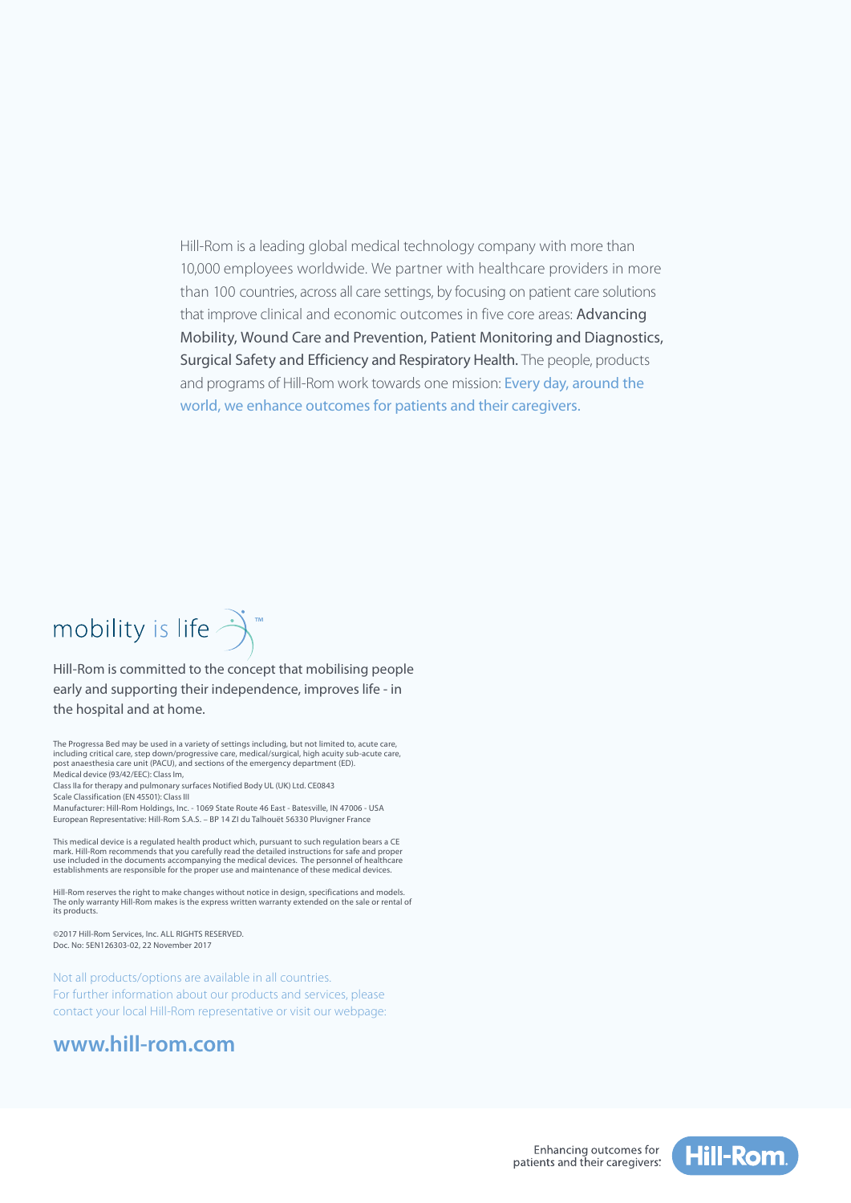Hill-Rom is a leading global medical technology company with more than 10,000 employees worldwide. We partner with healthcare providers in more than 100 countries, across all care settings, by focusing on patient care solutions that improve clinical and economic outcomes in five core areas: **Advancing Mobility, Wound Care and Prevention, Patient Monitoring and Diagnostics, Surgical Safety and Efficiency and Respiratory Health.** The people, products and programs of Hill-Rom work towards one mission: Every day, around the world, we enhance outcomes for patients and their caregivers.

## mobility is life™

Hill-Rom is committed to the concept that mobilising people early and supporting their independence, improves life - in the hospital and at home.

The Progressa Bed may be used in a variety of settings including, but not limited to, acute care, including critical care, step down/progressive care, medical/surgical, high acuity sub-acute care, post anaesthesia care unit (PACU), and sections of the emergency department (ED).
Medical device (93/42/EEC): Class Im,
Class IIa for therapy and pulmonary surfaces Notified Body UL (UK) Ltd. CE0843
Scale Classification (EN 45501): Class III
Manufacturer: Hill-Rom Holdings, Inc. - 1069 State Route 46 East - Batesville, IN 47006 - USA
European Representative: Hill-Rom S.A.S. – BP 14 ZI du Talhouët 56330 Pluvigner France

This medical device is a regulated health product which, pursuant to such regulation bears a CE mark. Hill-Rom recommends that you carefully read the detailed instructions for safe and proper use included in the documents accompanying the medical devices. The personnel of healthcare establishments are responsible for the proper use and maintenance of these medical devices.

Hill-Rom reserves the right to make changes without notice in design, specifications and models. The only warranty Hill-Rom makes is the express written warranty extended on the sale or rental of its products.

©2017 Hill-Rom Services, Inc. ALL RIGHTS RESERVED.
Doc. No: 5EN126303-02, 22 November 2017

Not all products/options are available in all countries.
For further information about our products and services, please contact your local Hill-Rom representative or visit our webpage:

**www.hill-rom.com**

Enhancing outcomes for patients and their caregivers.®

Hill-Rom.